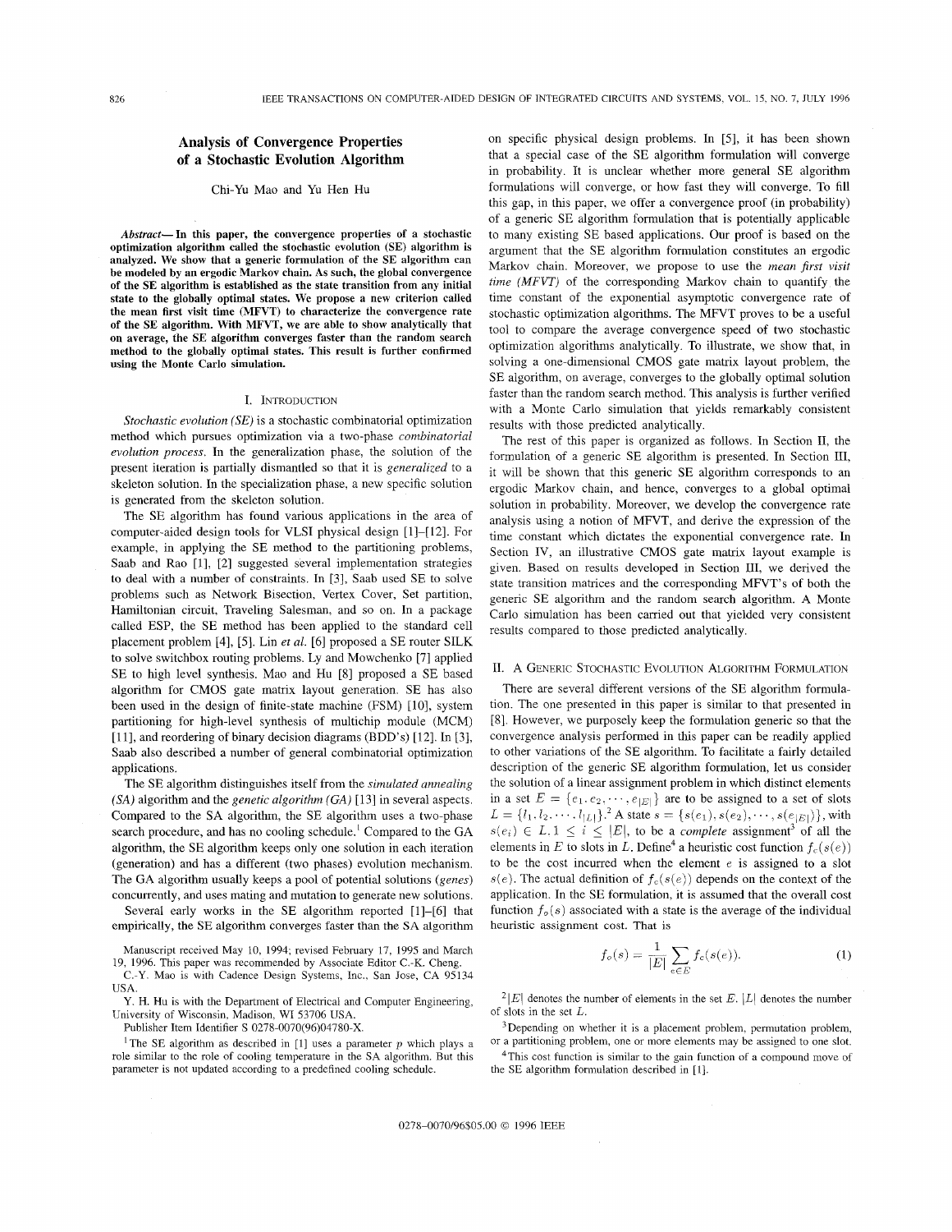# Analysis of Convergence Properties of a Stochastic Evolution Algorithm

Chi-Yu Mao and Yu Hen Hu

***Abstract*—In this paper, the convergence properties of a stochastic optimization algorithm called the stochastic evolution (SE) algorithm is analyzed. We show that a generic formulation of the SE algorithm can be modeled by an ergodic Markov chain. As such, the global convergence of the SE algorithm is established as the state transition from any initial state to the globally optimal states. We propose a new criterion called the mean first visit time (MFVT) to characterize the convergence rate of the SE algorithm. With MFVT, we are able to show analytically that on average, the SE algorithm converges faster than the random search method to the globally optimal states. This result is further confirmed using the Monte Carlo simulation.**

## I. Introduction

*Stochastic evolution (SE)* is a stochastic combinatorial optimization method which pursues optimization via a two-phase *combinatorial evolution process*. In the generalization phase, the solution of the present iteration is partially dismantled so that it is *generalized* to a skeleton solution. In the specialization phase, a new specific solution is generated from the skeleton solution.

The SE algorithm has found various applications in the area of computer-aided design tools for VLSI physical design [1]–[12]. For example, in applying the SE method to the partitioning problems, Saab and Rao [1], [2] suggested several implementation strategies to deal with a number of constraints. In [3], Saab used SE to solve problems such as Network Bisection, Vertex Cover, Set partition, Hamiltonian circuit, Traveling Salesman, and so on. In a package called ESP, the SE method has been applied to the standard cell placement problem [4], [5]. Lin *et al.* [6] proposed a SE router SILK to solve switchbox routing problems. Ly and Mowchenko [7] applied SE to high level synthesis. Mao and Hu [8] proposed a SE based algorithm for CMOS gate matrix layout generation. SE has also been used in the design of finite-state machine (FSM) [10], system partitioning for high-level synthesis of multichip module (MCM) [11], and reordering of binary decision diagrams (BDD's) [12]. In [3], Saab also described a number of general combinatorial optimization applications.

The SE algorithm distinguishes itself from the *simulated annealing (SA)* algorithm and the *genetic algorithm (GA)* [13] in several aspects. Compared to the SA algorithm, the SE algorithm uses a two-phase search procedure, and has no cooling schedule.[1] Compared to the GA algorithm, the SE algorithm keeps only one solution in each iteration (generation) and has a different (two phases) evolution mechanism. The GA algorithm usually keeps a pool of potential solutions (*genes*) concurrently, and uses mating and mutation to generate new solutions.

Several early works in the SE algorithm reported [1]–[6] that empirically, the SE algorithm converges faster than the SA algorithm on specific physical design problems. In [5], it has been shown that a special case of the SE algorithm formulation will converge in probability. It is unclear whether more general SE algorithm formulations will converge, or how fast they will converge. To fill this gap, in this paper, we offer a convergence proof (in probability) of a generic SE algorithm formulation that is potentially applicable to many existing SE based applications. Our proof is based on the argument that the SE algorithm formulation constitutes an ergodic Markov chain. Moreover, we propose to use the *mean first visit time (MFVT)* of the corresponding Markov chain to quantify the time constant of the exponential asymptotic convergence rate of stochastic optimization algorithms. The MFVT proves to be a useful tool to compare the average convergence speed of two stochastic optimization algorithms analytically. To illustrate, we show that, in solving a one-dimensional CMOS gate matrix layout problem, the SE algorithm, on average, converges to the globally optimal solution faster than the random search method. This analysis is further verified with a Monte Carlo simulation that yields remarkably consistent results with those predicted analytically.

The rest of this paper is organized as follows. In Section II, the formulation of a generic SE algorithm is presented. In Section III, it will be shown that this generic SE algorithm corresponds to an ergodic Markov chain, and hence, converges to a global optimal solution in probability. Moreover, we develop the convergence rate analysis using a notion of MFVT, and derive the expression of the time constant which dictates the exponential convergence rate. In Section IV, an illustrative CMOS gate matrix layout example is given. Based on results developed in Section III, we derived the state transition matrices and the corresponding MFVT's of both the generic SE algorithm and the random search algorithm. A Monte Carlo simulation has been carried out that yielded very consistent results compared to those predicted analytically.

## II. A Generic Stochastic Evolution Algorithm Formulation

There are several different versions of the SE algorithm formulation. The one presented in this paper is similar to that presented in [8]. However, we purposely keep the formulation generic so that the convergence analysis performed in this paper can be readily applied to other variations of the SE algorithm. To facilitate a fairly detailed description of the generic SE algorithm formulation, let us consider the solution of a linear assignment problem in which distinct elements in a set $E = \{e_1, e_2, \cdots, e_{|E|}\}$ are to be assigned to a set of slots $L = \{l_1, l_2, \cdots, l_{|L|}\}$.[2] A state $s = \{s(e_1), s(e_2), \cdots, s(e_{|E|})\}$, with $s(e_i) \in L, 1 \leq i \leq |E|$, to be a *complete* assignment[3] of all the elements in $E$ to slots in $L$. Define[4] a heuristic cost function $f_c(s(e))$ to be the cost incurred when the element $e$ is assigned to a slot $s(e)$. The actual definition of $f_c(s(e))$ depends on the context of the application. In the SE formulation, it is assumed that the overall cost function $f_o(s)$ associated with a state is the average of the individual heuristic assignment cost. That is

$$f_o(s) = \frac{1}{|E|} \sum_{e \in E} f_c(s(e)). \tag{1}$$

---

Manuscript received May 10, 1994; revised February 17, 1995 and March 19, 1996. This paper was recommended by Associate Editor C.-K. Cheng.

C.-Y. Mao is with Cadence Design Systems, Inc., San Jose, CA 95134 USA.

Y. H. Hu is with the Department of Electrical and Computer Engineering, University of Wisconsin, Madison, WI 53706 USA.

Publisher Item Identifier S 0278-0070(96)04780-X.

[1] The SE algorithm as described in [1] uses a parameter $p$ which plays a role similar to the role of cooling temperature in the SA algorithm. But this parameter is not updated according to a predefined cooling schedule.

[2] $|E|$ denotes the number of elements in the set $E$. $|L|$ denotes the number of slots in the set $L$.

[3] Depending on whether it is a placement problem, permutation problem, or a partitioning problem, one or more elements may be assigned to one slot.

[4] This cost function is similar to the gain function of a compound move of the SE algorithm formulation described in [1].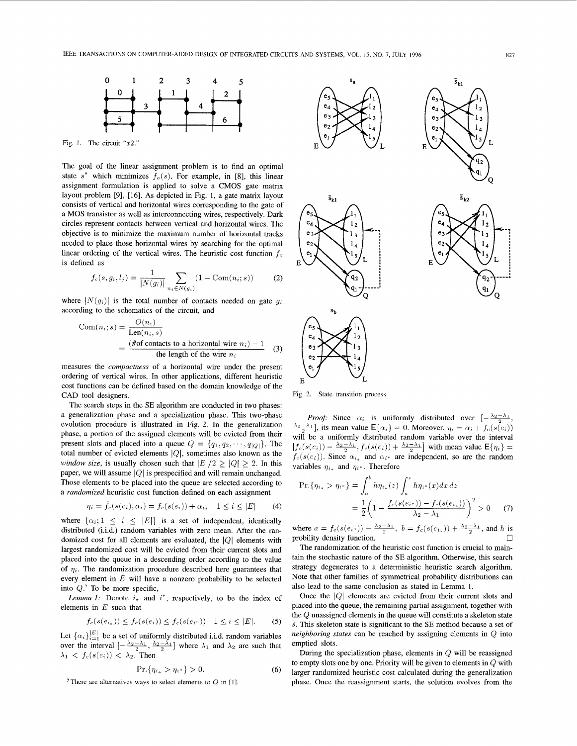Fig. 1. The circuit "$x2$."

The goal of the linear assignment problem is to find an optimal state $s^*$ which minimizes $f_o(s)$. For example, in [8], this linear assignment formulation is applied to solve a CMOS gate matrix layout problem [9], [16]. As depicted in Fig. 1, a gate matrix layout consists of vertical and horizontal wires corresponding to the gate of a MOS transistor as well as interconnecting wires, respectively. Dark circles represent contacts between vertical and horizontal wires. The objective is to minimize the maximum number of horizontal tracks needed to place those horizontal wires by searching for the optimal linear ordering of the vertical wires. The heuristic cost function $f_c$ is defined as

$$f_c(s, g_i, l_j) = \frac{1}{|N(g_i)|} \sum_{n_i \in N(g_i)} (1 - \text{Com}(n_i; s)) \tag{2}$$

where $|N(g_i)|$ is the total number of contacts needed on gate $g_i$ according to the schematics of the circuit, and

$$\begin{aligned} \text{Com}(n_i; s) &= \frac{O(n_i)}{\text{Len}(n_i, s)} \\ &= \frac{(\#\text{of contacts to a horizontal wire } n_i) - 1}{\text{the length of the wire } n_i} \end{aligned} \tag{3}$$

measures the *compactness* of a horizontal wire under the present ordering of vertical wires. In other applications, different heuristic cost functions can be defined based on the domain knowledge of the CAD tool designers.

The search steps in the SE algorithm are conducted in two phases: a generalization phase and a specialization phase. This two-phase evolution procedure is illustrated in Fig. 2. In the generalization phase, a portion of the assigned elements will be evicted from their present slots and placed into a queue $Q = \{q_1, q_2, \cdots, q_{|Q|}\}$. The total number of evicted elements $|Q|$, sometimes also known as the *window size*, is usually chosen such that $|E|/2 \geq |Q| \geq 2$. In this paper, we will assume $|Q|$ is prespecified and will remain unchanged. Those elements to be placed into the queue are selected according to a *randomized* heuristic cost function defined on each assignment

$$\eta_i = \hat{f}_c(s(e_i), \alpha_i) = f_c(s(e_i)) + \alpha_i, \quad 1 \leq i \leq |E| \tag{4}$$

where $\{\alpha_i; 1 \leq i \leq |E|\}$ is a set of independent, identically distributed (i.i.d.) random variables with zero mean. After the randomized cost for all elements are evaluated, the $|Q|$ elements with largest randomized cost will be evicted from their current slots and placed into the queue in a descending order according to the value of $\eta_i$. The randomization procedure described here guarantees that every element in $E$ will have a nonzero probability to be selected into $Q$.[5] To be more specific,

*Lemma 1:* Denote $i_*$ and $i^*$, respectively, to be the index of elements in $E$ such that

$$f_c(s(e_{i_*})) \leq f_c(s(e_i)) \leq f_c(s(e_{i^*})) \quad 1 \leq i \leq |E|. \tag{5}$$

Let $\{\alpha_i\}_{i=1}^{|E|}$ be a set of uniformly distributed i.i.d. random variables over the interval $[-\frac{\lambda_2-\lambda_1}{2}, \frac{\lambda_2-\lambda_1}{2}]$ where $\lambda_1$ and $\lambda_2$ are such that $\lambda_1 < f_c(s(e_i)) < \lambda_2$. Then

$$\Pr.\{\eta_{i_*} > \eta_{i^*}\} > 0. \tag{6}$$

[5] There are alternative ways to select elements to $Q$ in [1].

Fig. 2. State transition process.

*Proof:* Since $\alpha_i$ is uniformly distributed over $[-\frac{\lambda_2-\lambda_1}{2}, \frac{\lambda_2-\lambda_1}{2}]$, its mean value $\mathsf{E}\{\alpha_i\} = 0$. Moreover, $\eta_i = \alpha_i + f_c(s(e_i))$ will be a uniformly distributed random variable over the interval $[f_c(s(e_i)) - \frac{\lambda_2-\lambda_1}{2}, f_c(s(e_i)) + \frac{\lambda_2-\lambda_1}{2}]$ with mean value $\mathsf{E}\{\eta_i\} = f_c(s(e_i))$. Since $\alpha_{i_*}$ and $\alpha_{i^*}$ are independent, so are the random variables $\eta_{i_*}$ and $\eta_{i^*}$. Therefore

$$\begin{aligned} \Pr.\{\eta_{i_*} > \eta_{i^*}\} &= \int_a^b h\eta_{i_*}(z) \int_a^z h\eta_{i^*}(x) dx\, dz \\ &= \frac{1}{2}\left(1 - \frac{f_c(s(e_{i^*})) - f_c(s(e_{i_*}))}{\lambda_2 - \lambda_1}\right)^2 > 0 \end{aligned} \tag{7}$$

where $a = f_c(s(e_{i^*})) - \frac{\lambda_2-\lambda_1}{2}$, $b = f_c(s(e_{i_*})) + \frac{\lambda_2-\lambda_1}{2}$, and $h$ is probility density function. □

The randomization of the heuristic cost function is crucial to maintain the stochastic nature of the SE algorithm. Otherwise, this search strategy degenerates to a deterministic heuristic search algorithm. Note that other families of symmetrical probability distributions can also lead to the same conclusion as stated in Lemma 1.

Once the $|Q|$ elements are evicted from their current slots and placed into the queue, the remaining partial assignment, together with the $Q$ unassigned elements in the queue will constitute a skeleton state $\bar{s}$. This skeleton state is significant to the SE method because a set of *neighboring states* can be reached by assigning elements in $Q$ into emptied slots.

During the specialization phase, elements in $Q$ will be reassigned to empty slots one by one. Priority will be given to elements in $Q$ with larger randomized heuristic cost calculated during the generalization phase. Once the reassignment starts, the solution evolves from the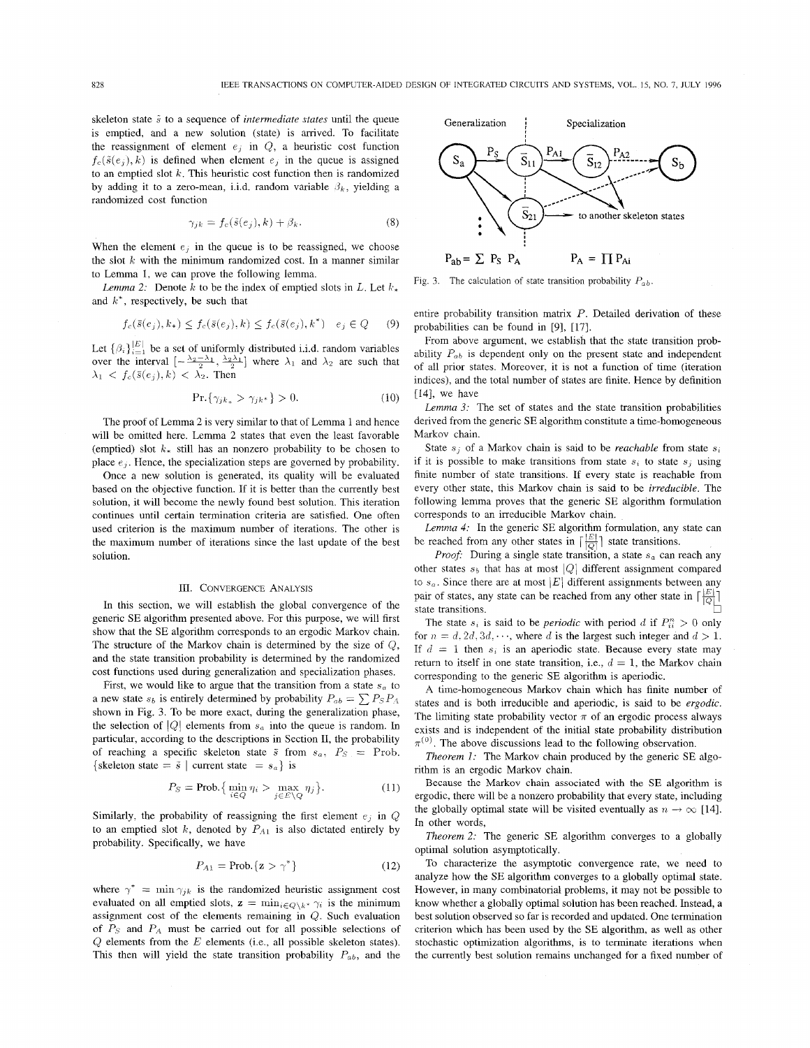skeleton state $\bar{s}$ to a sequence of *intermediate states* until the queue is emptied, and a new solution (state) is arrived. To facilitate the reassignment of element $e_j$ in $Q$, a heuristic cost function $f_c(\bar{s}(e_j), k)$ is defined when element $e_j$ in the queue is assigned to an emptied slot $k$. This heuristic cost function then is randomized by adding it to a zero-mean, i.i.d. random variable $\beta_k$, yielding a randomized cost function

$$\gamma_{jk} = f_c(\bar{s}(e_j), k) + \beta_k. \tag{8}$$

When the element $e_j$ in the queue is to be reassigned, we choose the slot $k$ with the minimum randomized cost. In a manner similar to Lemma 1, we can prove the following lemma.

*Lemma 2:* Denote $k$ to be the index of emptied slots in $L$. Let $k_*$ and $k^*$, respectively, be such that

$$f_c(\bar{s}(e_j), k_*) \le f_c(\bar{s}(e_j), k) \le f_c(\bar{s}(e_j), k^*) \quad e_j \in Q \tag{9}$$

Let $\{\beta_i\}_{i=1}^{|E|}$ be a set of uniformly distributed i.i.d. random variables over the interval $[-\frac{\lambda_2 - \lambda_1}{2}, \frac{\lambda_2 \lambda_1}{2}]$ where $\lambda_1$ and $\lambda_2$ are such that $\lambda_1 < f_c(\bar{s}(e_j), k) < \lambda_2$. Then

$$\Pr.\{\gamma_{jk_*} > \gamma_{jk^*}\} > 0. \tag{10}$$

The proof of Lemma 2 is very similar to that of Lemma 1 and hence will be omitted here. Lemma 2 states that even the least favorable (emptied) slot $k_*$ still has an nonzero probability to be chosen to place $e_j$. Hence, the specialization steps are governed by probability.

Once a new solution is generated, its quality will be evaluated based on the objective function. If it is better than the currently best solution, it will become the newly found best solution. This iteration continues until certain termination criteria are satisfied. One often used criterion is the maximum number of iterations. The other is the maximum number of iterations since the last update of the best solution.

## III. Convergence Analysis

In this section, we will establish the global convergence of the generic SE algorithm presented above. For this purpose, we will first show that the SE algorithm corresponds to an ergodic Markov chain. The structure of the Markov chain is determined by the size of $Q$, and the state transition probability is determined by the randomized cost functions used during generalization and specialization phases.

First, we would like to argue that the transition from a state $s_a$ to a new state $s_b$ is entirely determined by probability $P_{ab} = \sum P_S P_A$ shown in Fig. 3. To be more exact, during the generalization phase, the selection of $|Q|$ elements from $s_a$ into the queue is random. In particular, according to the descriptions in Section II, the probability of reaching a specific skeleton state $\bar{s}$ from $s_a$, $P_S$ = Prob. {skeleton state $= \bar{s}$ | current state $= s_a$} is

$$P_S = \text{Prob.}\{\min_{i \in Q} \eta_i > \max_{j \in E \setminus Q} \eta_j\}. \tag{11}$$

Similarly, the probability of reassigning the first element $e_j$ in $Q$ to an emptied slot $k$, denoted by $P_{A1}$ is also dictated entirely by probability. Specifically, we have

$$P_{A1} = \text{Prob.}\{\mathbf{z} > \gamma^*\} \tag{12}$$

where $\gamma^* = \min \gamma_{jk}$ is the randomized heuristic assignment cost evaluated on all emptied slots, $\mathbf{z} = \min_{i \in Q \setminus k^*} \gamma_i$ is the minimum assignment cost of the elements remaining in $Q$. Such evaluation of $P_S$ and $P_A$ must be carried out for all possible selections of $Q$ elements from the $E$ elements (i.e., all possible skeleton states). This then will yield the state transition probability $P_{ab}$, and the entire probability transition matrix $P$. Detailed derivation of these probabilities can be found in [9], [17].

Generalization | Specialization

$S_a \xrightarrow{P_S} \bar{S}_{11} \xrightarrow{P_{A1}} \bar{S}_{12} \xrightarrow{P_{A2}} S_b$; $\bar{S}_{21}$ → to another skeleton states

$P_{ab} = \sum P_S P_A \qquad P_A = \prod P_{Ai}$

Fig. 3. The calculation of state transition probability $P_{ab}$.

From above argument, we establish that the state transition probability $P_{ab}$ is dependent only on the present state and independent of all prior states. Moreover, it is not a function of time (iteration indices), and the total number of states are finite. Hence by definition [14], we have

*Lemma 3:* The set of states and the state transition probabilities derived from the generic SE algorithm constitute a time-homogeneous Markov chain.

State $s_j$ of a Markov chain is said to be *reachable* from state $s_i$ if it is possible to make transitions from state $s_i$ to state $s_j$ using finite number of state transitions. If every state is reachable from every other state, this Markov chain is said to be *irreducible*. The following lemma proves that the generic SE algorithm formulation corresponds to an irreducible Markov chain.

*Lemma 4:* In the generic SE algorithm formulation, any state can be reached from any other states in $\lceil \frac{|E|}{|Q|} \rceil$ state transitions.

*Proof:* During a single state transition, a state $s_a$ can reach any other states $s_b$ that has at most $|Q|$ different assignment compared to $s_a$. Since there are at most $|E|$ different assignments between any pair of states, any state can be reached from any other state in $\lceil \frac{|E|}{|Q|} \rceil$ state transitions. □

The state $s_i$ is said to be *periodic* with period $d$ if $P_{ii}^n > 0$ only for $n = d, 2d, 3d, \cdots$, where $d$ is the largest such integer and $d > 1$. If $d = 1$ then $s_i$ is an aperiodic state. Because every state may return to itself in one state transition, i.e., $d = 1$, the Markov chain corresponding to the generic SE algorithm is aperiodic.

A time-homogeneous Markov chain which has finite number of states and is both irreducible and aperiodic, is said to be *ergodic*. The limiting state probability vector $\pi$ of an ergodic process always exists and is independent of the initial state probability distribution $\pi^{(0)}$. The above discussions lead to the following observation.

*Theorem 1:* The Markov chain produced by the generic SE algorithm is an ergodic Markov chain.

Because the Markov chain associated with the SE algorithm is ergodic, there will be a nonzero probability that every state, including the globally optimal state will be visited eventually as $n \to \infty$ [14]. In other words,

*Theorem 2:* The generic SE algorithm converges to a globally optimal solution asymptotically.

To characterize the asymptotic convergence rate, we need to analyze how the SE algorithm converges to a globally optimal state. However, in many combinatorial problems, it may not be possible to know whether a globally optimal solution has been reached. Instead, a best solution observed so far is recorded and updated. One termination criterion which has been used by the SE algorithm, as well as other stochastic optimization algorithms, is to terminate iterations when the currently best solution remains unchanged for a fixed number of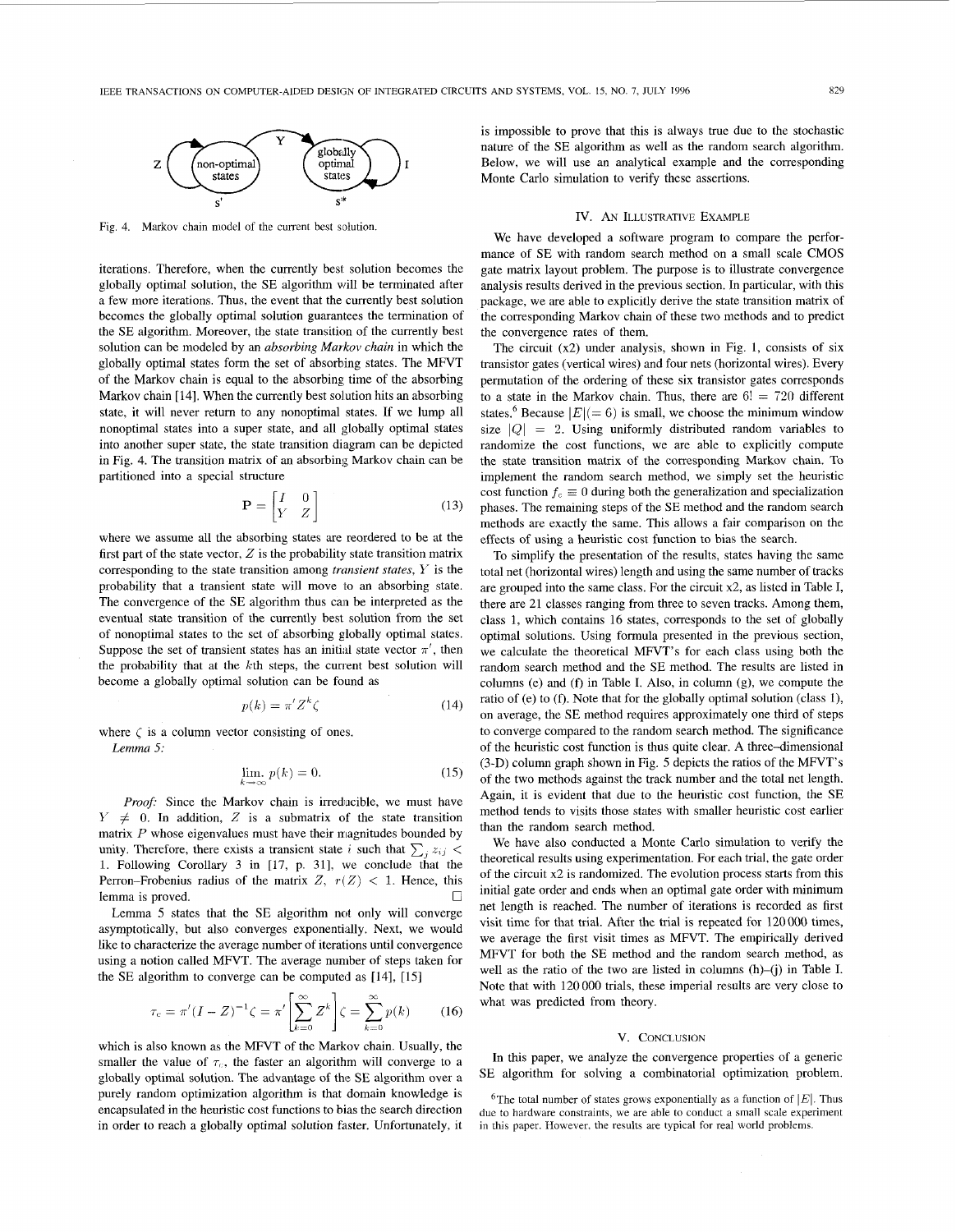Fig. 4. Markov chain model of the current best solution.

iterations. Therefore, when the currently best solution becomes the globally optimal solution, the SE algorithm will be terminated after a few more iterations. Thus, the event that the currently best solution becomes the globally optimal solution guarantees the termination of the SE algorithm. Moreover, the state transition of the currently best solution can be modeled by an *absorbing Markov chain* in which the globally optimal states form the set of absorbing states. The MFVT of the Markov chain is equal to the absorbing time of the absorbing Markov chain [14]. When the currently best solution hits an absorbing state, it will never return to any nonoptimal states. If we lump all nonoptimal states into a super state, and all globally optimal states into another super state, the state transition diagram can be depicted in Fig. 4. The transition matrix of an absorbing Markov chain can be partitioned into a special structure

$$\mathbf{P} = \begin{bmatrix} I & 0 \\ Y & Z \end{bmatrix} \tag{13}$$

where we assume all the absorbing states are reordered to be at the first part of the state vector, $Z$ is the probability state transition matrix corresponding to the state transition among *transient states*, $Y$ is the probability that a transient state will move to an absorbing state. The convergence of the SE algorithm thus can be interpreted as the eventual state transition of the currently best solution from the set of nonoptimal states to the set of absorbing globally optimal states. Suppose the set of transient states has an initial state vector $\pi'$, then the probability that at the $k$th steps, the current best solution will become a globally optimal solution can be found as

$$p(k) = \pi' Z^k \zeta \tag{14}$$

where $\zeta$ is a column vector consisting of ones.

*Lemma 5:*

$$\lim_{k \to \infty} p(k) = 0. \tag{15}$$

*Proof:* Since the Markov chain is irreducible, we must have $Y \neq 0$. In addition, $Z$ is a submatrix of the state transition matrix $P$ whose eigenvalues must have their magnitudes bounded by unity. Therefore, there exists a transient state $i$ such that $\sum_j z_{ij} < 1$. Following Corollary 3 in [17, p. 31], we conclude that the Perron–Frobenius radius of the matrix $Z$, $r(Z) < 1$. Hence, this lemma is proved. □

Lemma 5 states that the SE algorithm not only will converge asymptotically, but also converges exponentially. Next, we would like to characterize the average number of iterations until convergence using a notion called MFVT. The average number of steps taken for the SE algorithm to converge can be computed as [14], [15]

$$\tau_c = \pi'(I - Z)^{-1}\zeta = \pi' \left[ \sum_{k=0}^{\infty} Z^k \right] \zeta = \sum_{k=0}^{\infty} p(k) \tag{16}$$

which is also known as the MFVT of the Markov chain. Usually, the smaller the value of $\tau_c$, the faster an algorithm will converge to a globally optimal solution. The advantage of the SE algorithm over a purely random optimization algorithm is that domain knowledge is encapsulated in the heuristic cost functions to bias the search direction in order to reach a globally optimal solution faster. Unfortunately, it is impossible to prove that this is always true due to the stochastic nature of the SE algorithm as well as the random search algorithm. Below, we will use an analytical example and the corresponding Monte Carlo simulation to verify these assertions.

## IV. An Illustrative Example

We have developed a software program to compare the performance of SE with random search method on a small scale CMOS gate matrix layout problem. The purpose is to illustrate convergence analysis results derived in the previous section. In particular, with this package, we are able to explicitly derive the state transition matrix of the corresponding Markov chain of these two methods and to predict the convergence rates of them.

The circuit (x2) under analysis, shown in Fig. 1, consists of six transistor gates (vertical wires) and four nets (horizontal wires). Every permutation of the ordering of these six transistor gates corresponds to a state in the Markov chain. Thus, there are $6! = 720$ different states.[6] Because $|E|(= 6)$ is small, we choose the minimum window size $|Q| = 2$. Using uniformly distributed random variables to randomize the cost functions, we are able to explicitly compute the state transition matrix of the corresponding Markov chain. To implement the random search method, we simply set the heuristic cost function $f_c \equiv 0$ during both the generalization and specialization phases. The remaining steps of the SE method and the random search methods are exactly the same. This allows a fair comparison on the effects of using a heuristic cost function to bias the search.

To simplify the presentation of the results, states having the same total net (horizontal wires) length and using the same number of tracks are grouped into the same class. For the circuit x2, as listed in Table I, there are 21 classes ranging from three to seven tracks. Among them, class 1, which contains 16 states, corresponds to the set of globally optimal solutions. Using formula presented in the previous section, we calculate the theoretical MFVT's for each class using both the random search method and the SE method. The results are listed in columns (e) and (f) in Table I. Also, in column (g), we compute the ratio of (e) to (f). Note that for the globally optimal solution (class 1), on average, the SE method requires approximately one third of steps to converge compared to the random search method. The significance of the heuristic cost function is thus quite clear. A three-dimensional (3-D) column graph shown in Fig. 5 depicts the ratios of the MFVT's of the two methods against the track number and the total net length. Again, it is evident that due to the heuristic cost function, the SE method tends to visits those states with smaller heuristic cost earlier than the random search method.

We have also conducted a Monte Carlo simulation to verify the theoretical results using experimentation. For each trial, the gate order of the circuit x2 is randomized. The evolution process starts from this initial gate order and ends when an optimal gate order with minimum net length is reached. The number of iterations is recorded as first visit time for that trial. After the trial is repeated for 120 000 times, we average the first visit times as MFVT. The empirically derived MFVT for both the SE method and the random search method, as well as the ratio of the two are listed in columns (h)–(j) in Table I. Note that with 120 000 trials, these imperial results are very close to what was predicted from theory.

## V. Conclusion

In this paper, we analyze the convergence properties of a generic SE algorithm for solving a combinatorial optimization problem.

[6] The total number of states grows exponentially as a function of $|E|$. Thus due to hardware constraints, we are able to conduct a small scale experiment in this paper. However, the results are typical for real world problems.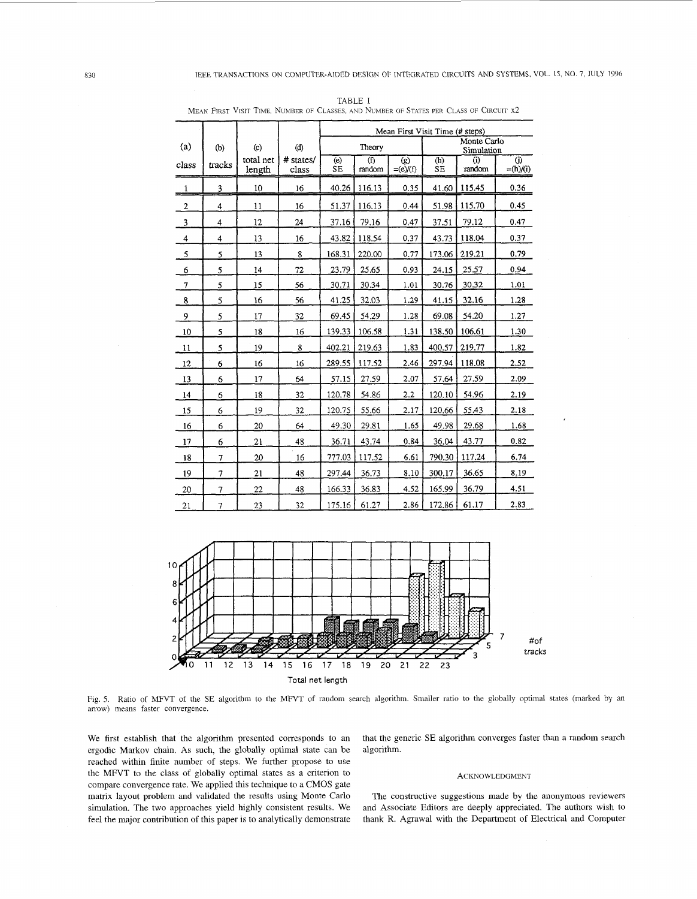TABLE I
MEAN FIRST VISIT TIME, NUMBER OF CLASSES, AND NUMBER OF STATES PER CLASS OF CIRCUIT x2

| (a) | (b) | (c) | (d) | Mean First Visit Time (# steps) | | | | | |
|---|---|---|---|---|---|---|---|---|---|
| | | | | Theory | | | Monte Carlo Simulation | | |
| class | tracks | total net length | # states/ class | (e) SE | (f) random | (g) =(e)/(f) | (h) SE | (i) random | (j) =(h)/(i) |
| 1 | 3 | 10 | 16 | 40.26 | 116.13 | 0.35 | 41.60 | 115.45 | 0.36 |
| 2 | 4 | 11 | 16 | 51.37 | 116.13 | 0.44 | 51.98 | 115.70 | 0.45 |
| 3 | 4 | 12 | 24 | 37.16 | 79.16 | 0.47 | 37.51 | 79.12 | 0.47 |
| 4 | 4 | 13 | 16 | 43.82 | 118.54 | 0.37 | 43.73 | 118.04 | 0.37 |
| 5 | 5 | 13 | 8 | 168.31 | 220.00 | 0.77 | 173.06 | 219.21 | 0.79 |
| 6 | 5 | 14 | 72 | 23.79 | 25.65 | 0.93 | 24.15 | 25.57 | 0.94 |
| 7 | 5 | 15 | 56 | 30.71 | 30.34 | 1.01 | 30.76 | 30.32 | 1.01 |
| 8 | 5 | 16 | 56 | 41.25 | 32.03 | 1.29 | 41.15 | 32.16 | 1.28 |
| 9 | 5 | 17 | 32 | 69.45 | 54.29 | 1.28 | 69.08 | 54.20 | 1.27 |
| 10 | 5 | 18 | 16 | 139.33 | 106.58 | 1.31 | 138.50 | 106.61 | 1.30 |
| 11 | 5 | 19 | 8 | 402.21 | 219.63 | 1.83 | 400.57 | 219.77 | 1.82 |
| 12 | 6 | 16 | 16 | 289.55 | 117.52 | 2.46 | 297.94 | 118.08 | 2.52 |
| 13 | 6 | 17 | 64 | 57.15 | 27.59 | 2.07 | 57.64 | 27.59 | 2.09 |
| 14 | 6 | 18 | 32 | 120.78 | 54.86 | 2.2 | 120.10 | 54.96 | 2.19 |
| 15 | 6 | 19 | 32 | 120.75 | 55.66 | 2.17 | 120.66 | 55.43 | 2.18 |
| 16 | 6 | 20 | 64 | 49.30 | 29.81 | 1.65 | 49.98 | 29.68 | 1.68 |
| 17 | 6 | 21 | 48 | 36.71 | 43.74 | 0.84 | 36.04 | 43.77 | 0.82 |
| 18 | 7 | 20 | 16 | 777.03 | 117.52 | 6.61 | 790.30 | 117.24 | 6.74 |
| 19 | 7 | 21 | 48 | 297.44 | 36.73 | 8.10 | 300.17 | 36.65 | 8.19 |
| 20 | 7 | 22 | 48 | 166.33 | 36.83 | 4.52 | 165.99 | 36.79 | 4.51 |
| 21 | 7 | 23 | 32 | 175.16 | 61.27 | 2.86 | 172.86 | 61.17 | 2.83 |

Fig. 5. Ratio of MFVT of the SE algorithm to the MFVT of random search algorithm. Smaller ratio to the globally optimal states (marked by an arrow) means faster convergence.

We first establish that the algorithm presented corresponds to an ergodic Markov chain. As such, the globally optimal state can be reached within finite number of steps. We further propose to use the MFVT to the class of globally optimal states as a criterion to compare convergence rate. We applied this technique to a CMOS gate matrix layout problem and validated the results using Monte Carlo simulation. The two approaches yield highly consistent results. We feel the major contribution of this paper is to analytically demonstrate that the generic SE algorithm converges faster than a random search algorithm.

## ACKNOWLEDGMENT

The constructive suggestions made by the anonymous reviewers and Associate Editors are deeply appreciated. The authors wish to thank R. Agrawal with the Department of Electrical and Computer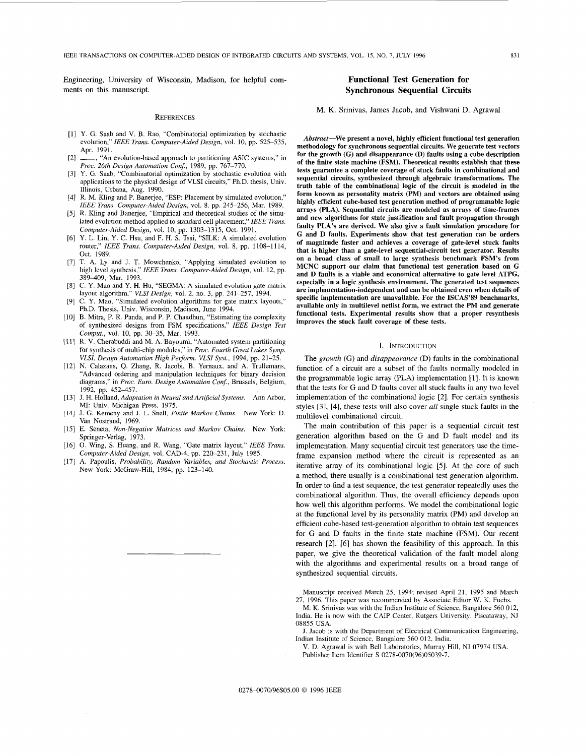Engineering, University of Wisconsin, Madison, for helpful comments on this manuscript.

## References

[1] Y. G. Saab and V. B. Rao, "Combinatorial optimization by stochastic evolution," *IEEE Trans. Computer-Aided Design*, vol. 10, pp. 525–535, Apr. 1991.

[2] ——, "An evolution-based approach to partitioning ASIC systems," in *Proc. 26th Design Automation Conf.*, 1989, pp. 767–770.

[3] Y. G. Saab, "Combinatorial optimization by stochastic evolution with applications to the physical design of VLSI circuits," Ph.D. thesis, Univ. Illinois, Urbana, Aug. 1990.

[4] R. M. Kling and P. Banerjee, "ESP: Placement by simulated evolution," *IEEE Trans. Computer-Aided Design*, vol. 8. pp. 245–256, Mar. 1989.

[5] R. Kling and Banerjee, "Empirical and theoretical studies of the simulated evolution method applied to standard cell placement," *IEEE Trans. Computer-Aided Design*, vol. 10, pp. 1303–1315, Oct. 1991.

[6] Y. L. Lin, Y. C. Hsu, and F. H. S. Tsai, "SILK: A simulated evolution router," *IEEE Trans. Computer-Aided Design*, vol. 8, pp. 1108–1114, Oct. 1989.

[7] T. A. Ly and J. T. Mowchenko, "Applying simulated evolution to high level synthesis," *IEEE Trans. Computer-Aided Design*, vol. 12, pp. 389–409, Mar. 1993.

[8] C. Y. Mao and Y. H. Hu, "SEGMA: A simulated evolution gate matrix layout algorithm," *VLSI Design*, vol. 2, no. 3, pp. 241–257, 1994.

[9] C. Y. Mao, "Simulated evolution algorithms for gate matrix layouts," Ph.D. Thesis, Univ. Wisconsin, Madison, June 1994.

[10] B. Mitra, P. R. Panda, and P. P. Chaudhuri, "Estimating the complexity of synthesized designs from FSM specifications," *IEEE Design Test Comput.*, vol. 10, pp. 30–35, Mar. 1993.

[11] R. V. Cherabuddi and M. A. Bayoumi, "Automated system partitioning for synthesis of multi-chip modules," in *Proc. Fourth Great Lakes Symp. VLSI, Design Automation High Perform. VLSI Syst.*, 1994, pp. 21–25.

[12] N. Calazans, Q. Zhang, R. Jacobi, B. Yernaux, and A. Trullemans, "Advanced ordering and manipulation techniques for binary decision diagrams," in *Proc. Euro. Design Automation Conf.*, Brussels, Belgium, 1992, pp. 452–457.

[13] J. H. Holland, *Adaptation in Neural and Artificial Systems*. Ann Arbor, MI: Univ. Michigan Press, 1975.

[14] J. G. Kemeny and J. L. Snell, *Finite Markov Chains*. New York: D. Van Nostrand, 1969.

[15] E. Seneta, *Non-Negative Matrices and Markov Chains*. New York: Springer-Verlag, 1973.

[16] O. Wing, S. Huang, and R. Wang, "Gate matrix layout," *IEEE Trans. Computer-Aided Design*, vol. CAD-4, pp. 220–231, July 1985.

[17] A. Papoulis, *Probability, Random Variables, and Stochastic Process*. New York: McGraw-Hill, 1984, pp. 123–140.

# Functional Test Generation for Synchronous Sequential Circuits

M. K. Srinivas, James Jacob, and Vishwani D. Agrawal

***Abstract*—We present a novel, highly efficient functional test generation methodology for synchronous sequential circuits. We generate test vectors for the growth (G) and disappearance (D) faults using a cube description of the finite state machine (FSM). Theoretical results establish that these tests guarantee a complete coverage of stuck faults in combinational and sequential circuits, synthesized through algebraic transformations. The truth table of the combinational logic of the circuit is modeled in the form known as personality matrix (PM) and vectors are obtained using highly efficient cube-based test generation method of programmable logic arrays (PLA). Sequential circuits are modeled as arrays of time-frames and new algorithms for state justification and fault propagation through faulty PLA's are derived. We also give a fault simulation procedure for G and D faults. Experiments show that test generation can be orders of magnitude faster and achieves a coverage of gate-level stuck faults that is higher than a gate-level sequential-circuit test generator. Results on a broad class of small to large synthesis benchmark FSM's from MCNC support our claim that functional test generation based on G and D faults is a viable and economical alternative to gate level ATPG, especially in a logic synthesis environment. The generated test sequences are implementation-independent and can be obtained even when details of specific implementation are unavailable. For the ISCAS'89 benchmarks, available only in multilevel netlist form, we extract the PM and generate functional tests. Experimental results show that a proper resynthesis improves the stuck fault coverage of these tests.**

## I. Introduction

The *growth* (G) and *disappearance* (D) faults in the combinational function of a circuit are a subset of the faults normally modeled in the programmable logic array (PLA) implementation [1]. It is known that the tests for G and D faults cover all stuck faults in any two level implementation of the combinational logic [2]. For certain synthesis styles [3], [4], these tests will also cover *all* single stuck faults in the multilevel combinational circuit.

The main contribution of this paper is a sequential circuit test generation algorithm based on the G and D fault model and its implementation. Many sequential circuit test generators use the time-frame expansion method where the circuit is represented as an iterative array of its combinational logic [5]. At the core of such a method, there usually is a combinational test generation algorithm. In order to find a test sequence, the test generator repeatedly uses the combinational algorithm. Thus, the overall efficiency depends upon how well this algorithm performs. We model the combinational logic at the functional level by its personality matrix (PM) and develop an efficient cube-based test-generation algorithm to obtain test sequences for G and D faults in the finite state machine (FSM). Our recent research [2], [6] has shown the feasibility of this approach. In this paper, we give the theoretical validation of the fault model along with the algorithms and experimental results on a broad range of synthesized sequential circuits.

Manuscript received March 25, 1994; revised April 21, 1995 and March 27, 1996. This paper was recommended by Associate Editor W. K. Fuchs.

M. K. Srinivas was with the Indian Institute of Science, Bangalore 560 012, India. He is now with the CAIP Center, Rutgers University, Piscataway, NJ 08855 USA.

J. Jacob is with the Department of Electrical Communication Engineering, Indian Institute of Science, Bangalore 560 012, India.

V. D. Agrawal is with Bell Laboratories, Murray Hill, NJ 07974 USA.

Publisher Item Identifier S 0278-0070(96)05039-7.

0278–0070/96$05.00 © 1996 IEEE